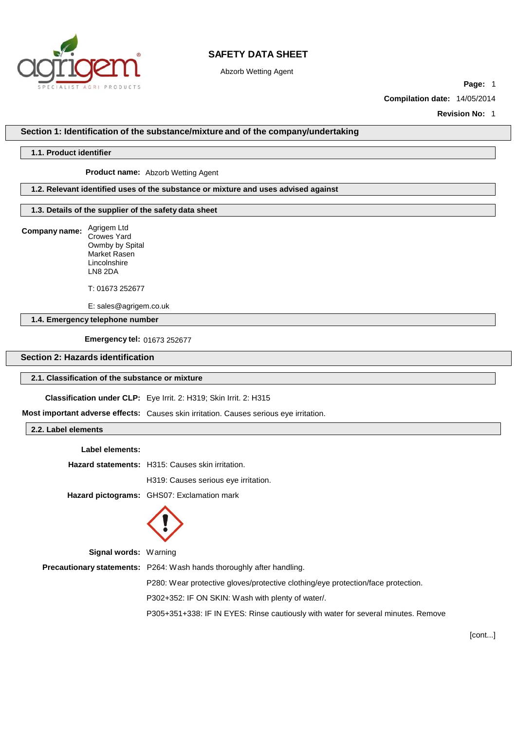# SAFETY DATA SHEET

Abzorb Wetting Agent

**Page:** 1

**Compilation date:** 14/05/2014

**Revision No:** 1

## Section 1: Identification of the substance/mixture and of the company/undertaking

### 1.1. Product identifier

**Product name:** Abzorb Wetting Agent

### 1.2. Relevant identified uses of the substance or mixture and uses advised against

### 1.3. Details of the supplier of the safety data sheet

**Company name:** Agrigem Ltd
Crowes Yard
Owmby by Spital
Market Rasen
Lincolnshire
LN8 2DA

T: 01673 252677

E: sales@agrigem.co.uk

### 1.4. Emergency telephone number

**Emergency tel:** 01673 252677

## Section 2: Hazards identification

### 2.1. Classification of the substance or mixture

**Classification under CLP:** Eye Irrit. 2: H319; Skin Irrit. 2: H315

**Most important adverse effects:** Causes skin irritation. Causes serious eye irritation.

### 2.2. Label elements

**Label elements:**

**Hazard statements:** H315: Causes skin irritation.

H319: Causes serious eye irritation.

**Hazard pictograms:** GHS07: Exclamation mark

**Signal words:** Warning

**Precautionary statements:** P264: Wash hands thoroughly after handling.

P280: Wear protective gloves/protective clothing/eye protection/face protection.

P302+352: IF ON SKIN: Wash with plenty of water/.

P305+351+338: IF IN EYES: Rinse cautiously with water for several minutes. Remove

[cont...]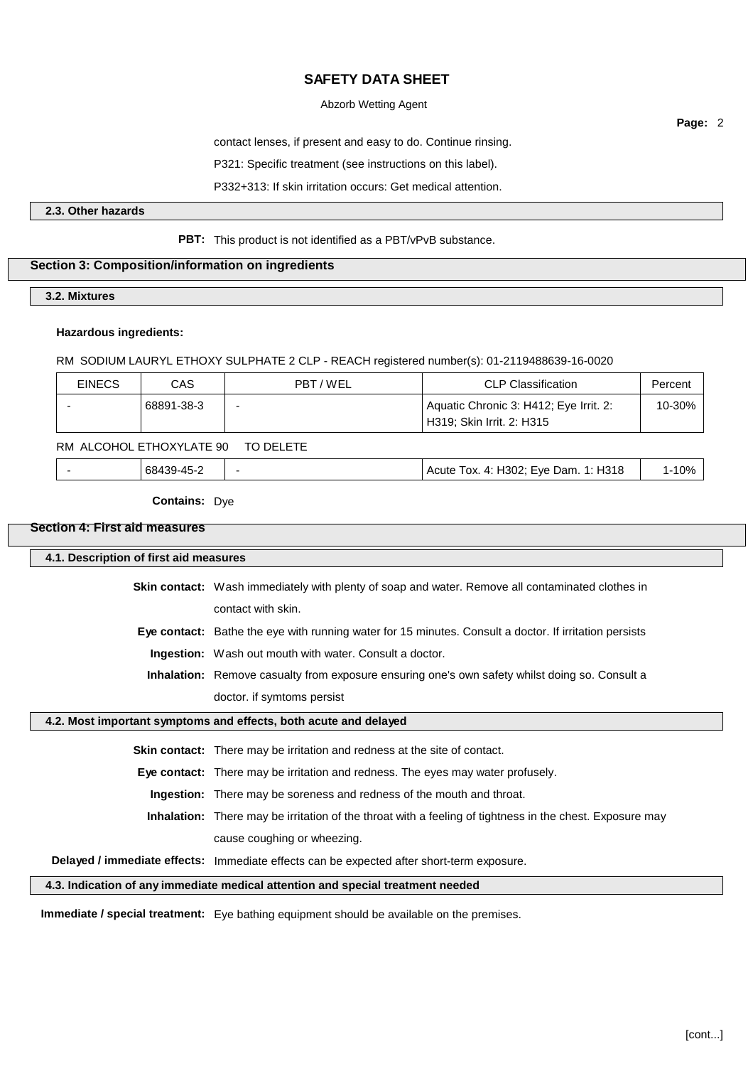contact lenses, if present and easy to do. Continue rinsing.

P321: Specific treatment (see instructions on this label).

P332+313: If skin irritation occurs: Get medical attention.

### 2.3. Other hazards

**PBT:** This product is not identified as a PBT/vPvB substance.

## Section 3: Composition/information on ingredients

### 3.2. Mixtures

**Hazardous ingredients:**

RM SODIUM LAURYL ETHOXY SULPHATE 2 CLP - REACH registered number(s): 01-2119488639-16-0020

| EINECS | CAS | PBT / WEL | CLP Classification | Percent |
|---|---|---|---|---|
| - | 68891-38-3 | - | Aquatic Chronic 3: H412; Eye Irrit. 2: H319; Skin Irrit. 2: H315 | 10-30% |

RM ALCOHOL ETHOXYLATE 90 TO DELETE

| EINECS | CAS | PBT / WEL | CLP Classification | Percent |
|---|---|---|---|---|
| - | 68439-45-2 | - | Acute Tox. 4: H302; Eye Dam. 1: H318 | 1-10% |

**Contains:** Dye

## Section 4: First aid measures

### 4.1. Description of first aid measures

**Skin contact:** Wash immediately with plenty of soap and water. Remove all contaminated clothes in contact with skin.

**Eye contact:** Bathe the eye with running water for 15 minutes. Consult a doctor. If irritation persists

**Ingestion:** Wash out mouth with water. Consult a doctor.

**Inhalation:** Remove casualty from exposure ensuring one's own safety whilst doing so. Consult a doctor. if symtoms persist

### 4.2. Most important symptoms and effects, both acute and delayed

**Skin contact:** There may be irritation and redness at the site of contact.

**Eye contact:** There may be irritation and redness. The eyes may water profusely.

**Ingestion:** There may be soreness and redness of the mouth and throat.

**Inhalation:** There may be irritation of the throat with a feeling of tightness in the chest. Exposure may cause coughing or wheezing.

**Delayed / immediate effects:** Immediate effects can be expected after short-term exposure.

### 4.3. Indication of any immediate medical attention and special treatment needed

**Immediate / special treatment:** Eye bathing equipment should be available on the premises.

[cont...]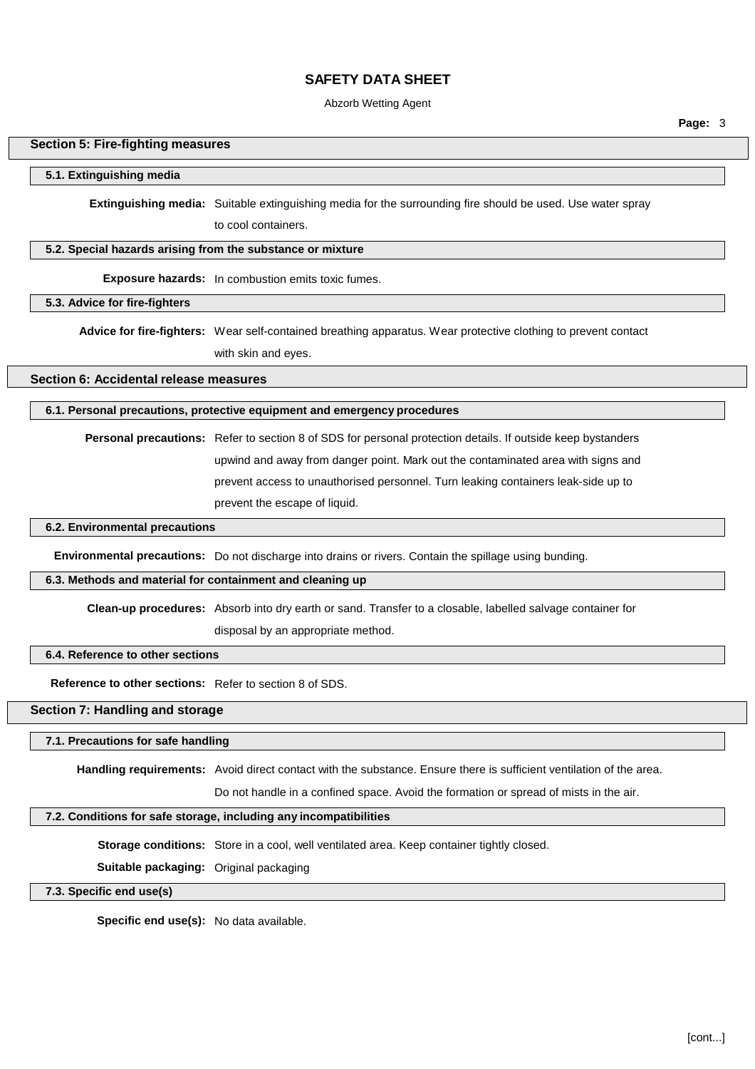## Section 5: Fire-fighting measures

### 5.1. Extinguishing media

**Extinguishing media:** Suitable extinguishing media for the surrounding fire should be used. Use water spray to cool containers.

### 5.2. Special hazards arising from the substance or mixture

**Exposure hazards:** In combustion emits toxic fumes.

### 5.3. Advice for fire-fighters

**Advice for fire-fighters:** Wear self-contained breathing apparatus. Wear protective clothing to prevent contact with skin and eyes.

## Section 6: Accidental release measures

### 6.1. Personal precautions, protective equipment and emergency procedures

**Personal precautions:** Refer to section 8 of SDS for personal protection details. If outside keep bystanders upwind and away from danger point. Mark out the contaminated area with signs and prevent access to unauthorised personnel. Turn leaking containers leak-side up to prevent the escape of liquid.

### 6.2. Environmental precautions

**Environmental precautions:** Do not discharge into drains or rivers. Contain the spillage using bunding.

### 6.3. Methods and material for containment and cleaning up

**Clean-up procedures:** Absorb into dry earth or sand. Transfer to a closable, labelled salvage container for disposal by an appropriate method.

### 6.4. Reference to other sections

**Reference to other sections:** Refer to section 8 of SDS.

## Section 7: Handling and storage

### 7.1. Precautions for safe handling

**Handling requirements:** Avoid direct contact with the substance. Ensure there is sufficient ventilation of the area. Do not handle in a confined space. Avoid the formation or spread of mists in the air.

### 7.2. Conditions for safe storage, including any incompatibilities

**Storage conditions:** Store in a cool, well ventilated area. Keep container tightly closed.

**Suitable packaging:** Original packaging

### 7.3. Specific end use(s)

**Specific end use(s):** No data available.

[cont...]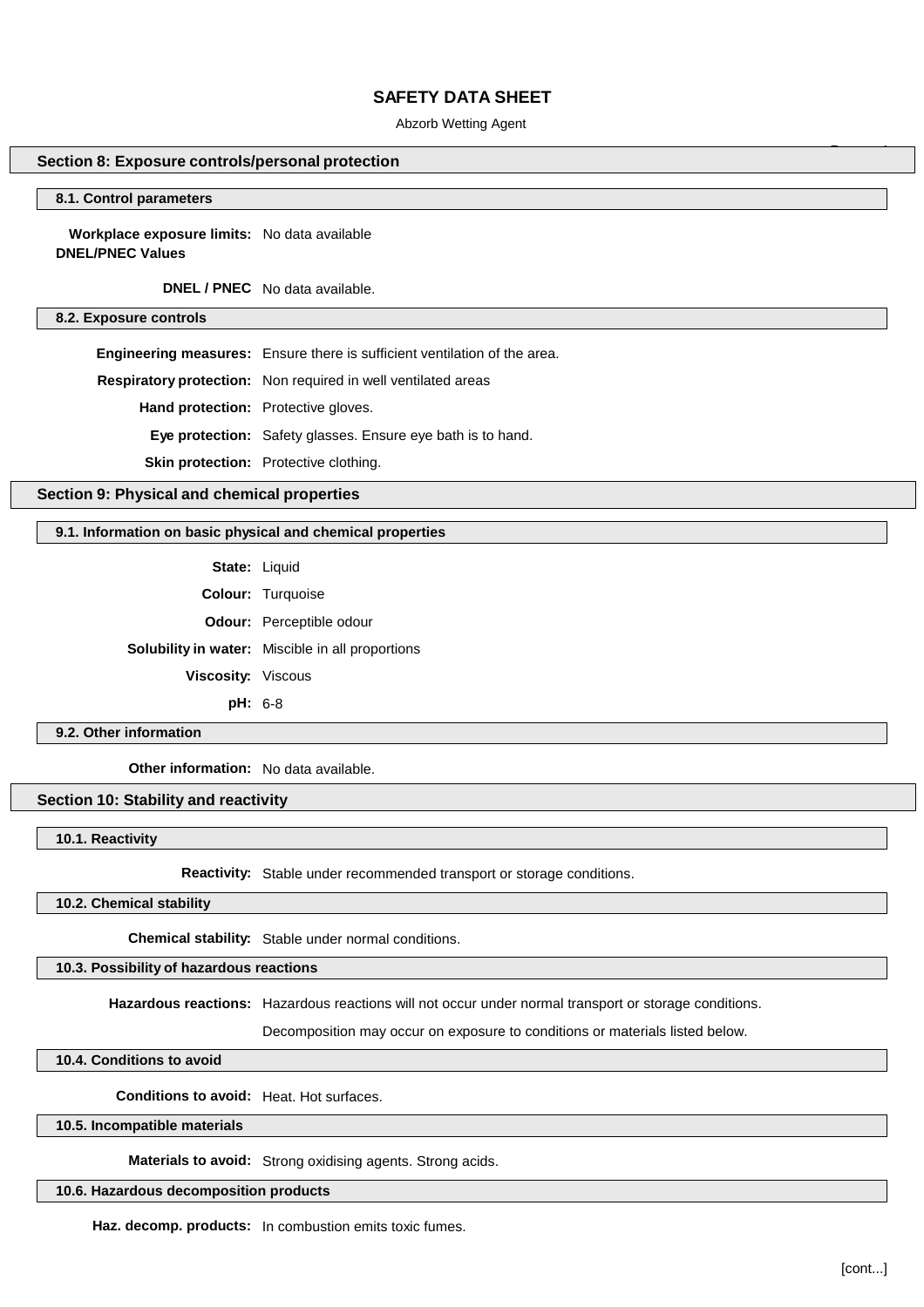## Section 8: Exposure controls/personal protection

### 8.1. Control parameters

**Workplace exposure limits:** No data available

**DNEL/PNEC Values**

**DNEL / PNEC** No data available.

### 8.2. Exposure controls

**Engineering measures:** Ensure there is sufficient ventilation of the area.

**Respiratory protection:** Non required in well ventilated areas

**Hand protection:** Protective gloves.

**Eye protection:** Safety glasses. Ensure eye bath is to hand.

**Skin protection:** Protective clothing.

## Section 9: Physical and chemical properties

### 9.1. Information on basic physical and chemical properties

**State:** Liquid

**Colour:** Turquoise

**Odour:** Perceptible odour

**Solubility in water:** Miscible in all proportions

**Viscosity:** Viscous

**pH:** 6-8

### 9.2. Other information

**Other information:** No data available.

## Section 10: Stability and reactivity

### 10.1. Reactivity

**Reactivity:** Stable under recommended transport or storage conditions.

### 10.2. Chemical stability

**Chemical stability:** Stable under normal conditions.

### 10.3. Possibility of hazardous reactions

**Hazardous reactions:** Hazardous reactions will not occur under normal transport or storage conditions.

Decomposition may occur on exposure to conditions or materials listed below.

### 10.4. Conditions to avoid

**Conditions to avoid:** Heat. Hot surfaces.

### 10.5. Incompatible materials

**Materials to avoid:** Strong oxidising agents. Strong acids.

### 10.6. Hazardous decomposition products

**Haz. decomp. products:** In combustion emits toxic fumes.

[cont...]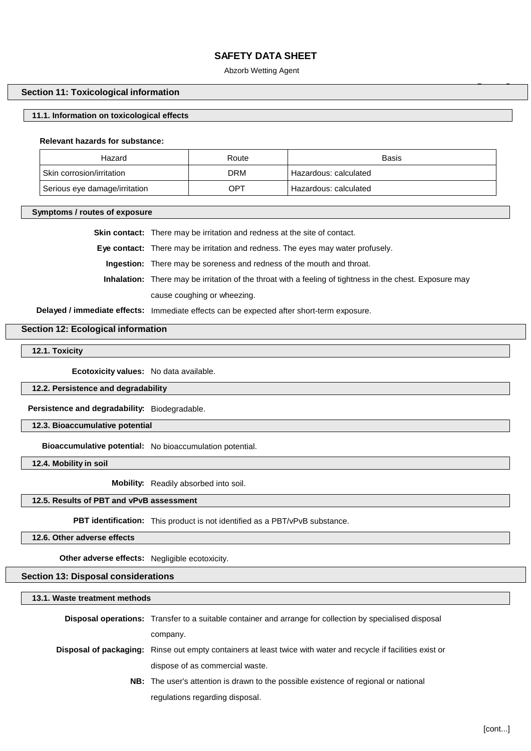## Section 11: Toxicological information

### 11.1. Information on toxicological effects

**Relevant hazards for substance:**

| Hazard | Route | Basis |
|---|---|---|
| Skin corrosion/irritation | DRM | Hazardous: calculated |
| Serious eye damage/irritation | OPT | Hazardous: calculated |

### Symptoms / routes of exposure

**Skin contact:** There may be irritation and redness at the site of contact.

**Eye contact:** There may be irritation and redness. The eyes may water profusely.

**Ingestion:** There may be soreness and redness of the mouth and throat.

**Inhalation:** There may be irritation of the throat with a feeling of tightness in the chest. Exposure may cause coughing or wheezing.

**Delayed / immediate effects:** Immediate effects can be expected after short-term exposure.

## Section 12: Ecological information

### 12.1. Toxicity

**Ecotoxicity values:** No data available.

### 12.2. Persistence and degradability

**Persistence and degradability:** Biodegradable.

### 12.3. Bioaccumulative potential

**Bioaccumulative potential:** No bioaccumulation potential.

### 12.4. Mobility in soil

**Mobility:** Readily absorbed into soil.

### 12.5. Results of PBT and vPvB assessment

**PBT identification:** This product is not identified as a PBT/vPvB substance.

### 12.6. Other adverse effects

**Other adverse effects:** Negligible ecotoxicity.

## Section 13: Disposal considerations

### 13.1. Waste treatment methods

**Disposal operations:** Transfer to a suitable container and arrange for collection by specialised disposal company.

**Disposal of packaging:** Rinse out empty containers at least twice with water and recycle if facilities exist or dispose of as commercial waste.

**NB:** The user's attention is drawn to the possible existence of regional or national regulations regarding disposal.

[cont...]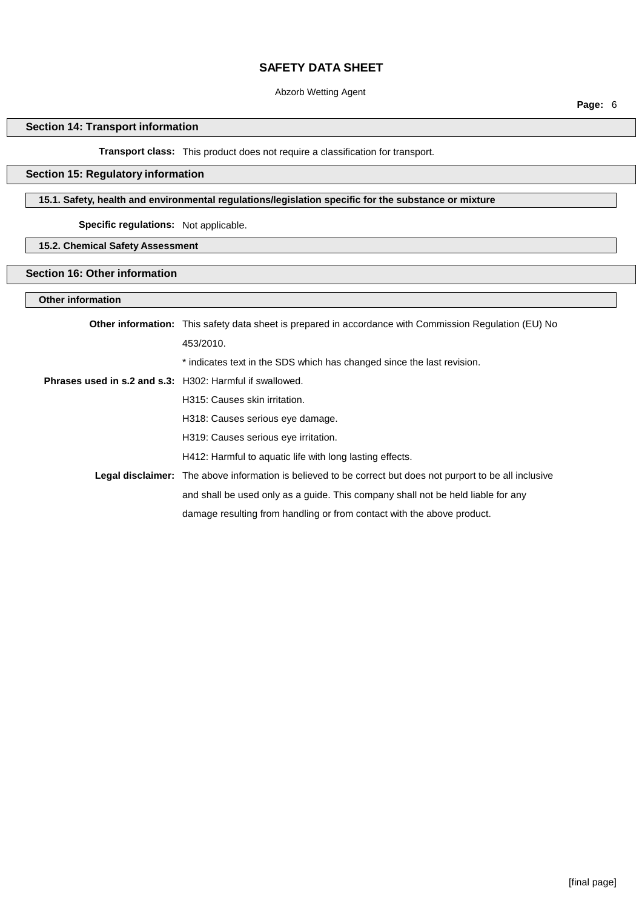## Section 14: Transport information

**Transport class:** This product does not require a classification for transport.

## Section 15: Regulatory information

### 15.1. Safety, health and environmental regulations/legislation specific for the substance or mixture

**Specific regulations:** Not applicable.

### 15.2. Chemical Safety Assessment

## Section 16: Other information

### Other information

**Other information:** This safety data sheet is prepared in accordance with Commission Regulation (EU) No 453/2010.

* indicates text in the SDS which has changed since the last revision.

**Phrases used in s.2 and s.3:** H302: Harmful if swallowed.

H315: Causes skin irritation.

H318: Causes serious eye damage.

H319: Causes serious eye irritation.

H412: Harmful to aquatic life with long lasting effects.

**Legal disclaimer:** The above information is believed to be correct but does not purport to be all inclusive and shall be used only as a guide. This company shall not be held liable for any damage resulting from handling or from contact with the above product.

[final page]